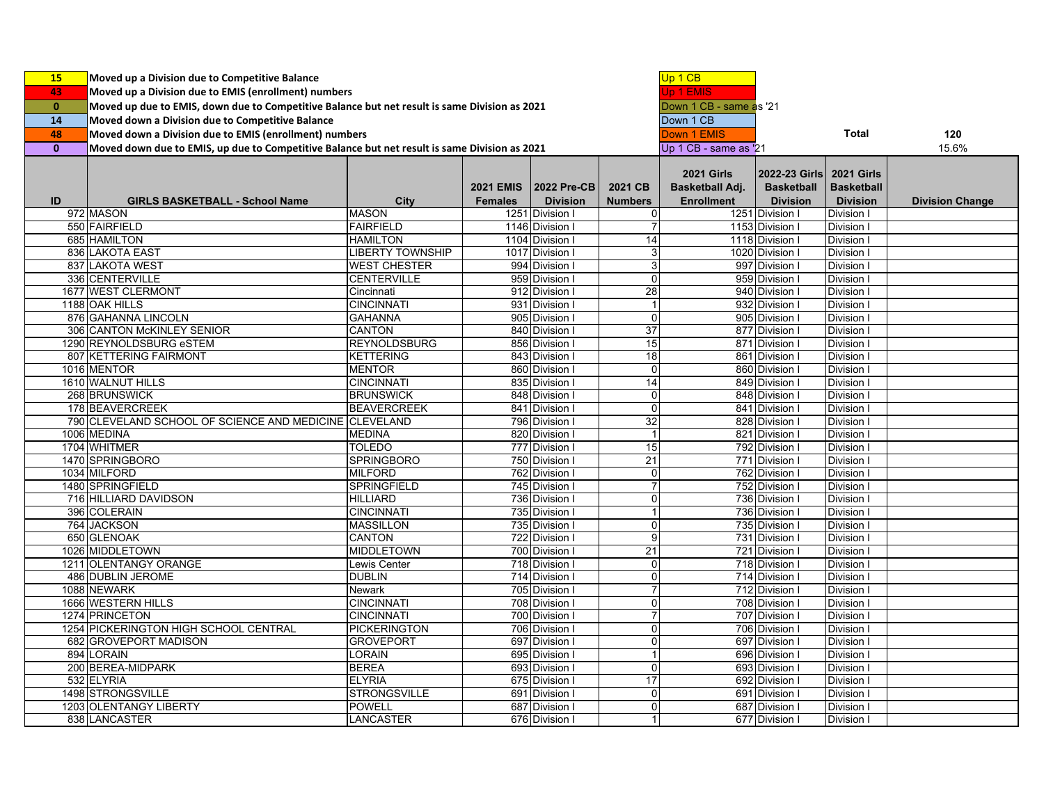| | | | |
|---|---|---|---|
| 15 | Moved up a Division due to Competitive Balance | Up 1 CB | |
| 43 | Moved up a Division due to EMIS (enrollment) numbers | Up 1 EMIS | |
| 0 | Moved up due to EMIS, down due to Competitive Balance but net result is same Division as 2021 | Down 1 CB - same as '21 | |
| 14 | Moved down a Division due to Competitive Balance | Down 1 CB | |
| 48 | Moved down a Division due to EMIS (enrollment) numbers | Down 1 EMIS | Total 120 |
| 0 | Moved down due to EMIS, up due to Competitive Balance but net result is same Division as 2021 | Up 1 CB - same as '21 | 15.6% |

| ID | GIRLS BASKETBALL - School Name | City | 2021 EMIS Females | 2022 Pre-CB Division | 2021 CB Numbers | 2021 Girls Basketball Adj. Enrollment | 2022-23 Girls Basketball Division | 2021 Girls Basketball Division | Division Change |
|---|---|---|---|---|---|---|---|---|---|
| 972 | MASON | MASON | 1251 | Division I | 0 | 1251 | Division I | Division I | |
| 550 | FAIRFIELD | FAIRFIELD | 1146 | Division I | 7 | 1153 | Division I | Division I | |
| 685 | HAMILTON | HAMILTON | 1104 | Division I | 14 | 1118 | Division I | Division I | |
| 836 | LAKOTA EAST | LIBERTY TOWNSHIP | 1017 | Division I | 3 | 1020 | Division I | Division I | |
| 837 | LAKOTA WEST | WEST CHESTER | 994 | Division I | 3 | 997 | Division I | Division I | |
| 336 | CENTERVILLE | CENTERVILLE | 959 | Division I | 0 | 959 | Division I | Division I | |
| 1677 | WEST CLERMONT | Cincinnati | 912 | Division I | 28 | 940 | Division I | Division I | |
| 1188 | OAK HILLS | CINCINNATI | 931 | Division I | 1 | 932 | Division I | Division I | |
| 876 | GAHANNA LINCOLN | GAHANNA | 905 | Division I | 0 | 905 | Division I | Division I | |
| 306 | CANTON McKINLEY SENIOR | CANTON | 840 | Division I | 37 | 877 | Division I | Division I | |
| 1290 | REYNOLDSBURG eSTEM | REYNOLDSBURG | 856 | Division I | 15 | 871 | Division I | Division I | |
| 807 | KETTERING FAIRMONT | KETTERING | 843 | Division I | 18 | 861 | Division I | Division I | |
| 1016 | MENTOR | MENTOR | 860 | Division I | 0 | 860 | Division I | Division I | |
| 1610 | WALNUT HILLS | CINCINNATI | 835 | Division I | 14 | 849 | Division I | Division I | |
| 268 | BRUNSWICK | BRUNSWICK | 848 | Division I | 0 | 848 | Division I | Division I | |
| 178 | BEAVERCREEK | BEAVERCREEK | 841 | Division I | 0 | 841 | Division I | Division I | |
| 790 | CLEVELAND SCHOOL OF SCIENCE AND MEDICINE | CLEVELAND | 796 | Division I | 32 | 828 | Division I | Division I | |
| 1006 | MEDINA | MEDINA | 820 | Division I | 1 | 821 | Division I | Division I | |
| 1704 | WHITMER | TOLEDO | 777 | Division I | 15 | 792 | Division I | Division I | |
| 1470 | SPRINGBORO | SPRINGBORO | 750 | Division I | 21 | 771 | Division I | Division I | |
| 1034 | MILFORD | MILFORD | 762 | Division I | 0 | 762 | Division I | Division I | |
| 1480 | SPRINGFIELD | SPRINGFIELD | 745 | Division I | 7 | 752 | Division I | Division I | |
| 716 | HILLIARD DAVIDSON | HILLIARD | 736 | Division I | 0 | 736 | Division I | Division I | |
| 396 | COLERAIN | CINCINNATI | 735 | Division I | 1 | 736 | Division I | Division I | |
| 764 | JACKSON | MASSILLON | 735 | Division I | 0 | 735 | Division I | Division I | |
| 650 | GLENOAK | CANTON | 722 | Division I | 9 | 731 | Division I | Division I | |
| 1026 | MIDDLETOWN | MIDDLETOWN | 700 | Division I | 21 | 721 | Division I | Division I | |
| 1211 | OLENTANGY ORANGE | Lewis Center | 718 | Division I | 0 | 718 | Division I | Division I | |
| 486 | DUBLIN JEROME | DUBLIN | 714 | Division I | 0 | 714 | Division I | Division I | |
| 1088 | NEWARK | Newark | 705 | Division I | 7 | 712 | Division I | Division I | |
| 1666 | WESTERN HILLS | CINCINNATI | 708 | Division I | 0 | 708 | Division I | Division I | |
| 1274 | PRINCETON | CINCINNATI | 700 | Division I | 7 | 707 | Division I | Division I | |
| 1254 | PICKERINGTON HIGH SCHOOL CENTRAL | PICKERINGTON | 706 | Division I | 0 | 706 | Division I | Division I | |
| 682 | GROVEPORT MADISON | GROVEPORT | 697 | Division I | 0 | 697 | Division I | Division I | |
| 894 | LORAIN | LORAIN | 695 | Division I | 1 | 696 | Division I | Division I | |
| 200 | BEREA-MIDPARK | BEREA | 693 | Division I | 0 | 693 | Division I | Division I | |
| 532 | ELYRIA | ELYRIA | 675 | Division I | 17 | 692 | Division I | Division I | |
| 1498 | STRONGSVILLE | STRONGSVILLE | 691 | Division I | 0 | 691 | Division I | Division I | |
| 1203 | OLENTANGY LIBERTY | POWELL | 687 | Division I | 0 | 687 | Division I | Division I | |
| 838 | LANCASTER | LANCASTER | 676 | Division I | 1 | 677 | Division I | Division I | |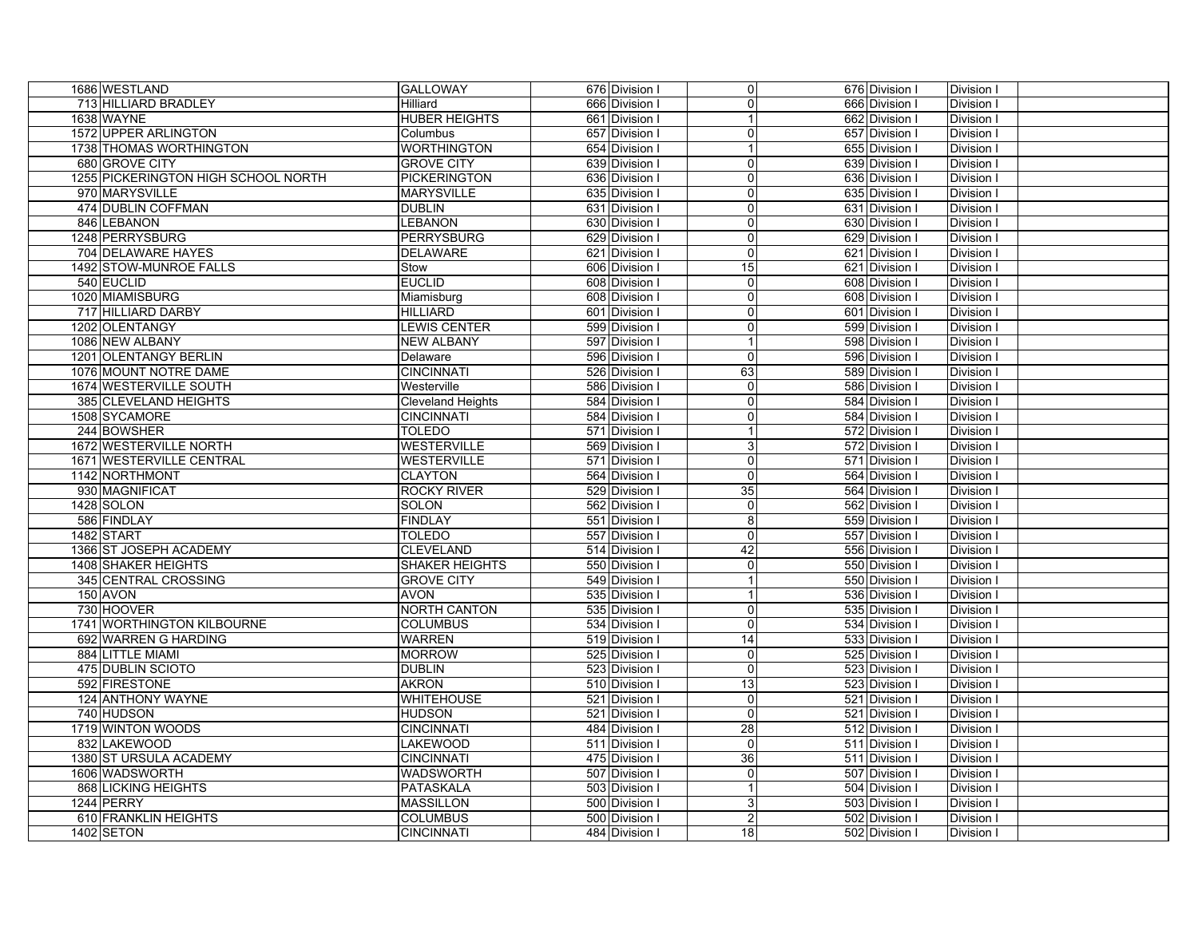| | | | | | | | | |
|---|---|---|---|---|---|---|---|---|
| 1686 | WESTLAND | GALLOWAY | 676 | Division I | 0 | 676 | Division I | Division I | |
| 713 | HILLIARD BRADLEY | Hilliard | 666 | Division I | 0 | 666 | Division I | Division I | |
| 1638 | WAYNE | HUBER HEIGHTS | 661 | Division I | 1 | 662 | Division I | Division I | |
| 1572 | UPPER ARLINGTON | Columbus | 657 | Division I | 0 | 657 | Division I | Division I | |
| 1738 | THOMAS WORTHINGTON | WORTHINGTON | 654 | Division I | 1 | 655 | Division I | Division I | |
| 680 | GROVE CITY | GROVE CITY | 639 | Division I | 0 | 639 | Division I | Division I | |
| 1255 | PICKERINGTON HIGH SCHOOL NORTH | PICKERINGTON | 636 | Division I | 0 | 636 | Division I | Division I | |
| 970 | MARYSVILLE | MARYSVILLE | 635 | Division I | 0 | 635 | Division I | Division I | |
| 474 | DUBLIN COFFMAN | DUBLIN | 631 | Division I | 0 | 631 | Division I | Division I | |
| 846 | LEBANON | LEBANON | 630 | Division I | 0 | 630 | Division I | Division I | |
| 1248 | PERRYSBURG | PERRYSBURG | 629 | Division I | 0 | 629 | Division I | Division I | |
| 704 | DELAWARE HAYES | DELAWARE | 621 | Division I | 0 | 621 | Division I | Division I | |
| 1492 | STOW-MUNROE FALLS | Stow | 606 | Division I | 15 | 621 | Division I | Division I | |
| 540 | EUCLID | EUCLID | 608 | Division I | 0 | 608 | Division I | Division I | |
| 1020 | MIAMISBURG | Miamisburg | 608 | Division I | 0 | 608 | Division I | Division I | |
| 717 | HILLIARD DARBY | HILLIARD | 601 | Division I | 0 | 601 | Division I | Division I | |
| 1202 | OLENTANGY | LEWIS CENTER | 599 | Division I | 0 | 599 | Division I | Division I | |
| 1086 | NEW ALBANY | NEW ALBANY | 597 | Division I | 1 | 598 | Division I | Division I | |
| 1201 | OLENTANGY BERLIN | Delaware | 596 | Division I | 0 | 596 | Division I | Division I | |
| 1076 | MOUNT NOTRE DAME | CINCINNATI | 526 | Division I | 63 | 589 | Division I | Division I | |
| 1674 | WESTERVILLE SOUTH | Westerville | 586 | Division I | 0 | 586 | Division I | Division I | |
| 385 | CLEVELAND HEIGHTS | Cleveland Heights | 584 | Division I | 0 | 584 | Division I | Division I | |
| 1508 | SYCAMORE | CINCINNATI | 584 | Division I | 0 | 584 | Division I | Division I | |
| 244 | BOWSHER | TOLEDO | 571 | Division I | 1 | 572 | Division I | Division I | |
| 1672 | WESTERVILLE NORTH | WESTERVILLE | 569 | Division I | 3 | 572 | Division I | Division I | |
| 1671 | WESTERVILLE CENTRAL | WESTERVILLE | 571 | Division I | 0 | 571 | Division I | Division I | |
| 1142 | NORTHMONT | CLAYTON | 564 | Division I | 0 | 564 | Division I | Division I | |
| 930 | MAGNIFICAT | ROCKY RIVER | 529 | Division I | 35 | 564 | Division I | Division I | |
| 1428 | SOLON | SOLON | 562 | Division I | 0 | 562 | Division I | Division I | |
| 586 | FINDLAY | FINDLAY | 551 | Division I | 8 | 559 | Division I | Division I | |
| 1482 | START | TOLEDO | 557 | Division I | 0 | 557 | Division I | Division I | |
| 1366 | ST JOSEPH ACADEMY | CLEVELAND | 514 | Division I | 42 | 556 | Division I | Division I | |
| 1408 | SHAKER HEIGHTS | SHAKER HEIGHTS | 550 | Division I | 0 | 550 | Division I | Division I | |
| 345 | CENTRAL CROSSING | GROVE CITY | 549 | Division I | 1 | 550 | Division I | Division I | |
| 150 | AVON | AVON | 535 | Division I | 1 | 536 | Division I | Division I | |
| 730 | HOOVER | NORTH CANTON | 535 | Division I | 0 | 535 | Division I | Division I | |
| 1741 | WORTHINGTON KILBOURNE | COLUMBUS | 534 | Division I | 0 | 534 | Division I | Division I | |
| 692 | WARREN G HARDING | WARREN | 519 | Division I | 14 | 533 | Division I | Division I | |
| 884 | LITTLE MIAMI | MORROW | 525 | Division I | 0 | 525 | Division I | Division I | |
| 475 | DUBLIN SCIOTO | DUBLIN | 523 | Division I | 0 | 523 | Division I | Division I | |
| 592 | FIRESTONE | AKRON | 510 | Division I | 13 | 523 | Division I | Division I | |
| 124 | ANTHONY WAYNE | WHITEHOUSE | 521 | Division I | 0 | 521 | Division I | Division I | |
| 740 | HUDSON | HUDSON | 521 | Division I | 0 | 521 | Division I | Division I | |
| 1719 | WINTON WOODS | CINCINNATI | 484 | Division I | 28 | 512 | Division I | Division I | |
| 832 | LAKEWOOD | LAKEWOOD | 511 | Division I | 0 | 511 | Division I | Division I | |
| 1380 | ST URSULA ACADEMY | CINCINNATI | 475 | Division I | 36 | 511 | Division I | Division I | |
| 1606 | WADSWORTH | WADSWORTH | 507 | Division I | 0 | 507 | Division I | Division I | |
| 868 | LICKING HEIGHTS | PATASKALA | 503 | Division I | 1 | 504 | Division I | Division I | |
| 1244 | PERRY | MASSILLON | 500 | Division I | 3 | 503 | Division I | Division I | |
| 610 | FRANKLIN HEIGHTS | COLUMBUS | 500 | Division I | 2 | 502 | Division I | Division I | |
| 1402 | SETON | CINCINNATI | 484 | Division I | 18 | 502 | Division I | Division I | |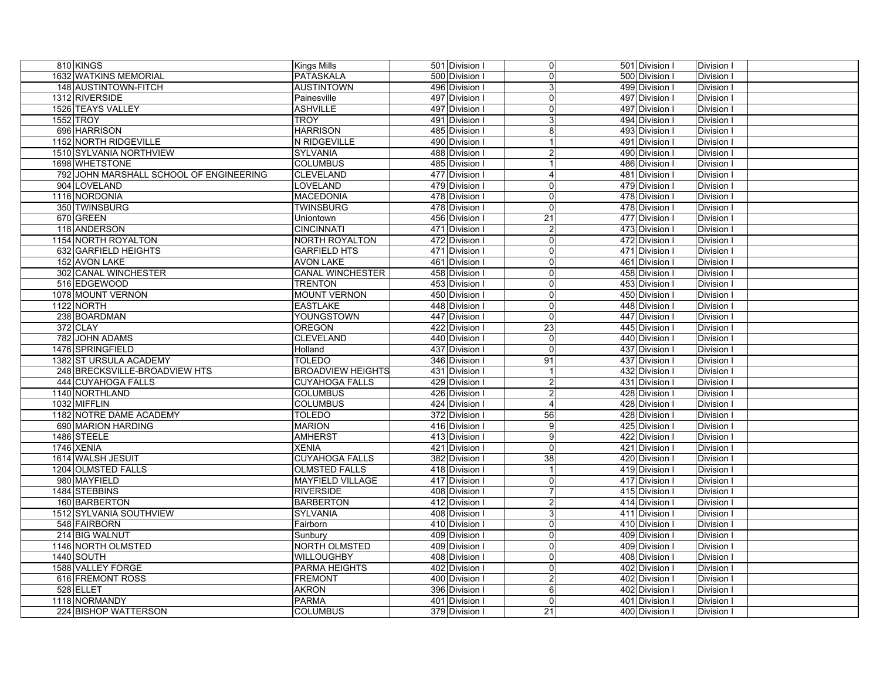| | | | | | | | | |
|---|---|---|---|---|---|---|---|---|
| 810 | KINGS | Kings Mills | 501 | Division I | 0 | 501 | Division I | Division I |
| 1632 | WATKINS MEMORIAL | PATASKALA | 500 | Division I | 0 | 500 | Division I | Division I |
| 148 | AUSTINTOWN-FITCH | AUSTINTOWN | 496 | Division I | 3 | 499 | Division I | Division I |
| 1312 | RIVERSIDE | Painesville | 497 | Division I | 0 | 497 | Division I | Division I |
| 1526 | TEAYS VALLEY | ASHVILLE | 497 | Division I | 0 | 497 | Division I | Division I |
| 1552 | TROY | TROY | 491 | Division I | 3 | 494 | Division I | Division I |
| 696 | HARRISON | HARRISON | 485 | Division I | 8 | 493 | Division I | Division I |
| 1152 | NORTH RIDGEVILLE | N RIDGEVILLE | 490 | Division I | 1 | 491 | Division I | Division I |
| 1510 | SYLVANIA NORTHVIEW | SYLVANIA | 488 | Division I | 2 | 490 | Division I | Division I |
| 1698 | WHETSTONE | COLUMBUS | 485 | Division I | 1 | 486 | Division I | Division I |
| 792 | JOHN MARSHALL SCHOOL OF ENGINEERING | CLEVELAND | 477 | Division I | 4 | 481 | Division I | Division I |
| 904 | LOVELAND | LOVELAND | 479 | Division I | 0 | 479 | Division I | Division I |
| 1116 | NORDONIA | MACEDONIA | 478 | Division I | 0 | 478 | Division I | Division I |
| 350 | TWINSBURG | TWINSBURG | 478 | Division I | 0 | 478 | Division I | Division I |
| 670 | GREEN | Uniontown | 456 | Division I | 21 | 477 | Division I | Division I |
| 118 | ANDERSON | CINCINNATI | 471 | Division I | 2 | 473 | Division I | Division I |
| 1154 | NORTH ROYALTON | NORTH ROYALTON | 472 | Division I | 0 | 472 | Division I | Division I |
| 632 | GARFIELD HEIGHTS | GARFIELD HTS | 471 | Division I | 0 | 471 | Division I | Division I |
| 152 | AVON LAKE | AVON LAKE | 461 | Division I | 0 | 461 | Division I | Division I |
| 302 | CANAL WINCHESTER | CANAL WINCHESTER | 458 | Division I | 0 | 458 | Division I | Division I |
| 516 | EDGEWOOD | TRENTON | 453 | Division I | 0 | 453 | Division I | Division I |
| 1078 | MOUNT VERNON | MOUNT VERNON | 450 | Division I | 0 | 450 | Division I | Division I |
| 1122 | NORTH | EASTLAKE | 448 | Division I | 0 | 448 | Division I | Division I |
| 238 | BOARDMAN | YOUNGSTOWN | 447 | Division I | 0 | 447 | Division I | Division I |
| 372 | CLAY | OREGON | 422 | Division I | 23 | 445 | Division I | Division I |
| 782 | JOHN ADAMS | CLEVELAND | 440 | Division I | 0 | 440 | Division I | Division I |
| 1476 | SPRINGFIELD | Holland | 437 | Division I | 0 | 437 | Division I | Division I |
| 1382 | ST URSULA ACADEMY | TOLEDO | 346 | Division I | 91 | 437 | Division I | Division I |
| 248 | BRECKSVILLE-BROADVIEW HTS | BROADVIEW HEIGHTS | 431 | Division I | 1 | 432 | Division I | Division I |
| 444 | CUYAHOGA FALLS | CUYAHOGA FALLS | 429 | Division I | 2 | 431 | Division I | Division I |
| 1140 | NORTHLAND | COLUMBUS | 426 | Division I | 2 | 428 | Division I | Division I |
| 1032 | MIFFLIN | COLUMBUS | 424 | Division I | 4 | 428 | Division I | Division I |
| 1182 | NOTRE DAME ACADEMY | TOLEDO | 372 | Division I | 56 | 428 | Division I | Division I |
| 690 | MARION HARDING | MARION | 416 | Division I | 9 | 425 | Division I | Division I |
| 1486 | STEELE | AMHERST | 413 | Division I | 9 | 422 | Division I | Division I |
| 1746 | XENIA | XENIA | 421 | Division I | 0 | 421 | Division I | Division I |
| 1614 | WALSH JESUIT | CUYAHOGA FALLS | 382 | Division I | 38 | 420 | Division I | Division I |
| 1204 | OLMSTED FALLS | OLMSTED FALLS | 418 | Division I | 1 | 419 | Division I | Division I |
| 980 | MAYFIELD | MAYFIELD VILLAGE | 417 | Division I | 0 | 417 | Division I | Division I |
| 1484 | STEBBINS | RIVERSIDE | 408 | Division I | 7 | 415 | Division I | Division I |
| 160 | BARBERTON | BARBERTON | 412 | Division I | 2 | 414 | Division I | Division I |
| 1512 | SYLVANIA SOUTHVIEW | SYLVANIA | 408 | Division I | 3 | 411 | Division I | Division I |
| 548 | FAIRBORN | Fairborn | 410 | Division I | 0 | 410 | Division I | Division I |
| 214 | BIG WALNUT | Sunbury | 409 | Division I | 0 | 409 | Division I | Division I |
| 1146 | NORTH OLMSTED | NORTH OLMSTED | 409 | Division I | 0 | 409 | Division I | Division I |
| 1440 | SOUTH | WILLOUGHBY | 408 | Division I | 0 | 408 | Division I | Division I |
| 1588 | VALLEY FORGE | PARMA HEIGHTS | 402 | Division I | 0 | 402 | Division I | Division I |
| 616 | FREMONT ROSS | FREMONT | 400 | Division I | 2 | 402 | Division I | Division I |
| 528 | ELLET | AKRON | 396 | Division I | 6 | 402 | Division I | Division I |
| 1118 | NORMANDY | PARMA | 401 | Division I | 0 | 401 | Division I | Division I |
| 224 | BISHOP WATTERSON | COLUMBUS | 379 | Division I | 21 | 400 | Division I | Division I |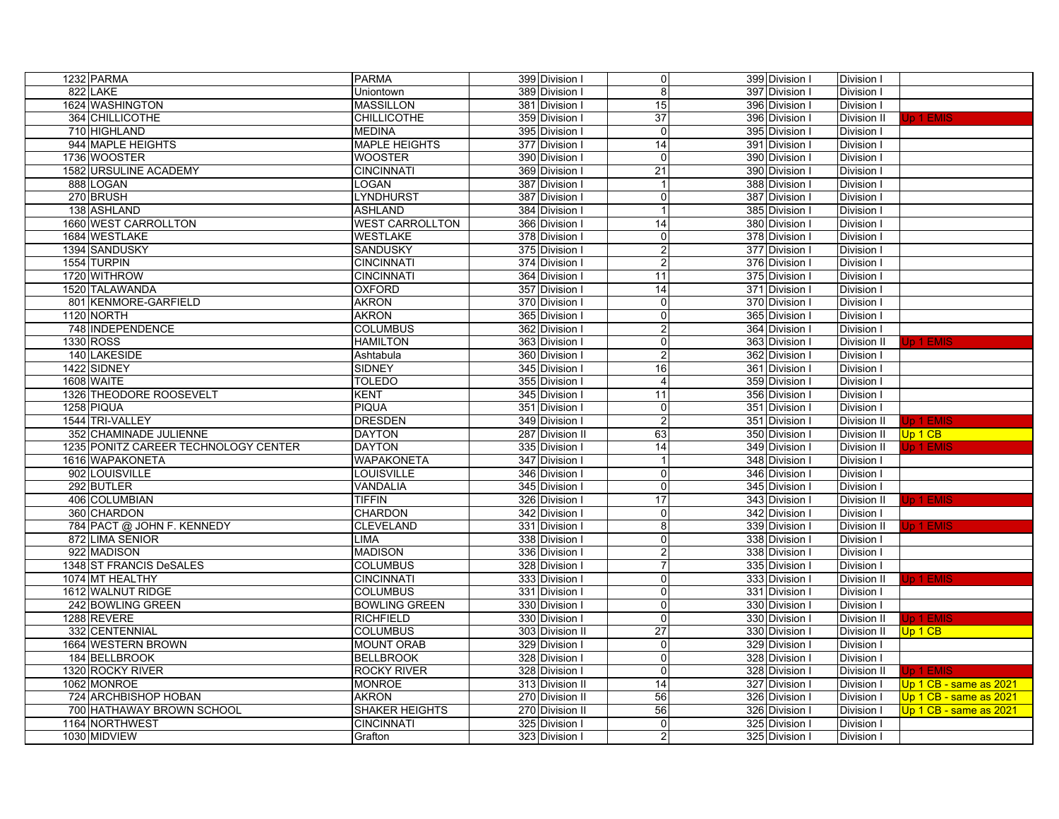| | | | | | | | | | |
|---|---|---|---|---|---|---|---|---|---|
| 1232 | PARMA | PARMA | 399 | Division I | 0 | 399 | Division I | Division I | |
| 822 | LAKE | Uniontown | 389 | Division I | 8 | 397 | Division I | Division I | |
| 1624 | WASHINGTON | MASSILLON | 381 | Division I | 15 | 396 | Division I | Division I | |
| 364 | CHILLICOTHE | CHILLICOTHE | 359 | Division I | 37 | 396 | Division I | Division II | Up 1 EMIS |
| 710 | HIGHLAND | MEDINA | 395 | Division I | 0 | 395 | Division I | Division I | |
| 944 | MAPLE HEIGHTS | MAPLE HEIGHTS | 377 | Division I | 14 | 391 | Division I | Division I | |
| 1736 | WOOSTER | WOOSTER | 390 | Division I | 0 | 390 | Division I | Division I | |
| 1582 | URSULINE ACADEMY | CINCINNATI | 369 | Division I | 21 | 390 | Division I | Division I | |
| 888 | LOGAN | LOGAN | 387 | Division I | 1 | 388 | Division I | Division I | |
| 270 | BRUSH | LYNDHURST | 387 | Division I | 0 | 387 | Division I | Division I | |
| 138 | ASHLAND | ASHLAND | 384 | Division I | 1 | 385 | Division I | Division I | |
| 1660 | WEST CARROLLTON | WEST CARROLLTON | 366 | Division I | 14 | 380 | Division I | Division I | |
| 1684 | WESTLAKE | WESTLAKE | 378 | Division I | 0 | 378 | Division I | Division I | |
| 1394 | SANDUSKY | SANDUSKY | 375 | Division I | 2 | 377 | Division I | Division I | |
| 1554 | TURPIN | CINCINNATI | 374 | Division I | 2 | 376 | Division I | Division I | |
| 1720 | WITHROW | CINCINNATI | 364 | Division I | 11 | 375 | Division I | Division I | |
| 1520 | TALAWANDA | OXFORD | 357 | Division I | 14 | 371 | Division I | Division I | |
| 801 | KENMORE-GARFIELD | AKRON | 370 | Division I | 0 | 370 | Division I | Division I | |
| 1120 | NORTH | AKRON | 365 | Division I | 0 | 365 | Division I | Division I | |
| 748 | INDEPENDENCE | COLUMBUS | 362 | Division I | 2 | 364 | Division I | Division I | |
| 1330 | ROSS | HAMILTON | 363 | Division I | 0 | 363 | Division I | Division II | Up 1 EMIS |
| 140 | LAKESIDE | Ashtabula | 360 | Division I | 2 | 362 | Division I | Division I | |
| 1422 | SIDNEY | SIDNEY | 345 | Division I | 16 | 361 | Division I | Division I | |
| 1608 | WAITE | TOLEDO | 355 | Division I | 4 | 359 | Division I | Division I | |
| 1326 | THEODORE ROOSEVELT | KENT | 345 | Division I | 11 | 356 | Division I | Division I | |
| 1258 | PIQUA | PIQUA | 351 | Division I | 0 | 351 | Division I | Division I | |
| 1544 | TRI-VALLEY | DRESDEN | 349 | Division I | 2 | 351 | Division I | Division II | Up 1 EMIS |
| 352 | CHAMINADE JULIENNE | DAYTON | 287 | Division II | 63 | 350 | Division I | Division II | Up 1 CB |
| 1235 | PONITZ CAREER TECHNOLOGY CENTER | DAYTON | 335 | Division I | 14 | 349 | Division I | Division II | Up 1 EMIS |
| 1616 | WAPAKONETA | WAPAKONETA | 347 | Division I | 1 | 348 | Division I | Division I | |
| 902 | LOUISVILLE | LOUISVILLE | 346 | Division I | 0 | 346 | Division I | Division I | |
| 292 | BUTLER | VANDALIA | 345 | Division I | 0 | 345 | Division I | Division I | |
| 406 | COLUMBIAN | TIFFIN | 326 | Division I | 17 | 343 | Division I | Division II | Up 1 EMIS |
| 360 | CHARDON | CHARDON | 342 | Division I | 0 | 342 | Division I | Division I | |
| 784 | PACT @ JOHN F. KENNEDY | CLEVELAND | 331 | Division I | 8 | 339 | Division I | Division II | Up 1 EMIS |
| 872 | LIMA SENIOR | LIMA | 338 | Division I | 0 | 338 | Division I | Division I | |
| 922 | MADISON | MADISON | 336 | Division I | 2 | 338 | Division I | Division I | |
| 1348 | ST FRANCIS DeSALES | COLUMBUS | 328 | Division I | 7 | 335 | Division I | Division I | |
| 1074 | MT HEALTHY | CINCINNATI | 333 | Division I | 0 | 333 | Division I | Division II | Up 1 EMIS |
| 1612 | WALNUT RIDGE | COLUMBUS | 331 | Division I | 0 | 331 | Division I | Division I | |
| 242 | BOWLING GREEN | BOWLING GREEN | 330 | Division I | 0 | 330 | Division I | Division I | |
| 1288 | REVERE | RICHFIELD | 330 | Division I | 0 | 330 | Division I | Division II | Up 1 EMIS |
| 332 | CENTENNIAL | COLUMBUS | 303 | Division II | 27 | 330 | Division I | Division II | Up 1 CB |
| 1664 | WESTERN BROWN | MOUNT ORAB | 329 | Division I | 0 | 329 | Division I | Division I | |
| 184 | BELLBROOK | BELLBROOK | 328 | Division I | 0 | 328 | Division I | Division I | |
| 1320 | ROCKY RIVER | ROCKY RIVER | 328 | Division I | 0 | 328 | Division I | Division II | Up 1 EMIS |
| 1062 | MONROE | MONROE | 313 | Division II | 14 | 327 | Division I | Division I | Up 1 CB - same as 2021 |
| 724 | ARCHBISHOP HOBAN | AKRON | 270 | Division II | 56 | 326 | Division I | Division I | Up 1 CB - same as 2021 |
| 700 | HATHAWAY BROWN SCHOOL | SHAKER HEIGHTS | 270 | Division II | 56 | 326 | Division I | Division I | Up 1 CB - same as 2021 |
| 1164 | NORTHWEST | CINCINNATI | 325 | Division I | 0 | 325 | Division I | Division I | |
| 1030 | MIDVIEW | Grafton | 323 | Division I | 2 | 325 | Division I | Division I | |